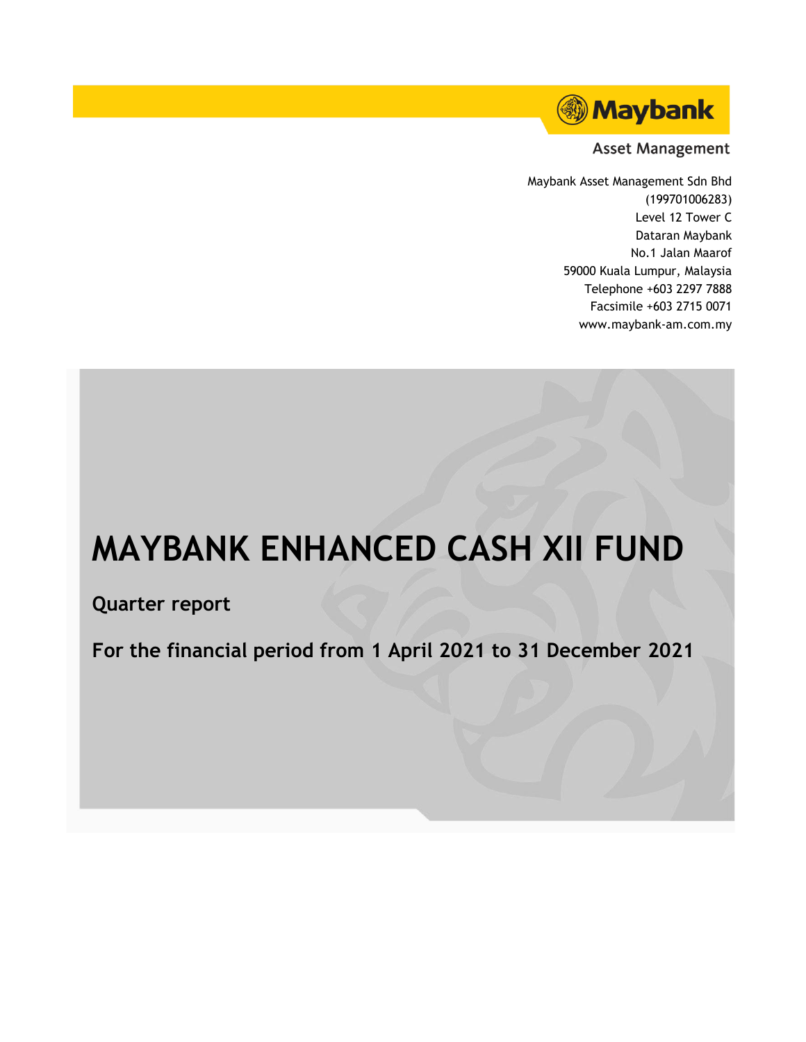Maybank

Asset Management

Maybank Asset Management Sdn Bhd
(199701006283)
Level 12 Tower C
Dataran Maybank
No.1 Jalan Maarof
59000 Kuala Lumpur, Malaysia
Telephone +603 2297 7888
Facsimile +603 2715 0071
www.maybank-am.com.my

# MAYBANK ENHANCED CASH XII FUND

## Quarter report

## For the financial period from 1 April 2021 to 31 December 2021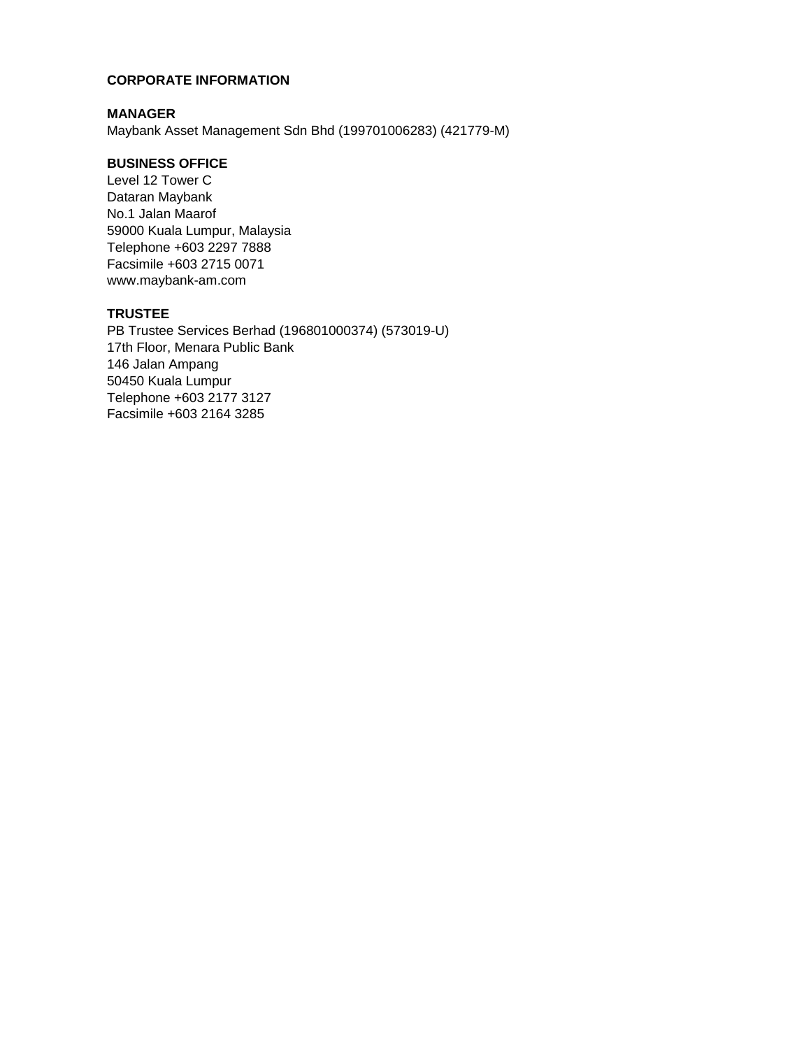# CORPORATE INFORMATION

## MANAGER

Maybank Asset Management Sdn Bhd (199701006283) (421779-M)

## BUSINESS OFFICE

Level 12 Tower C
Dataran Maybank
No.1 Jalan Maarof
59000 Kuala Lumpur, Malaysia
Telephone +603 2297 7888
Facsimile +603 2715 0071
www.maybank-am.com

## TRUSTEE

PB Trustee Services Berhad (196801000374) (573019-U)
17th Floor, Menara Public Bank
146 Jalan Ampang
50450 Kuala Lumpur
Telephone +603 2177 3127
Facsimile +603 2164 3285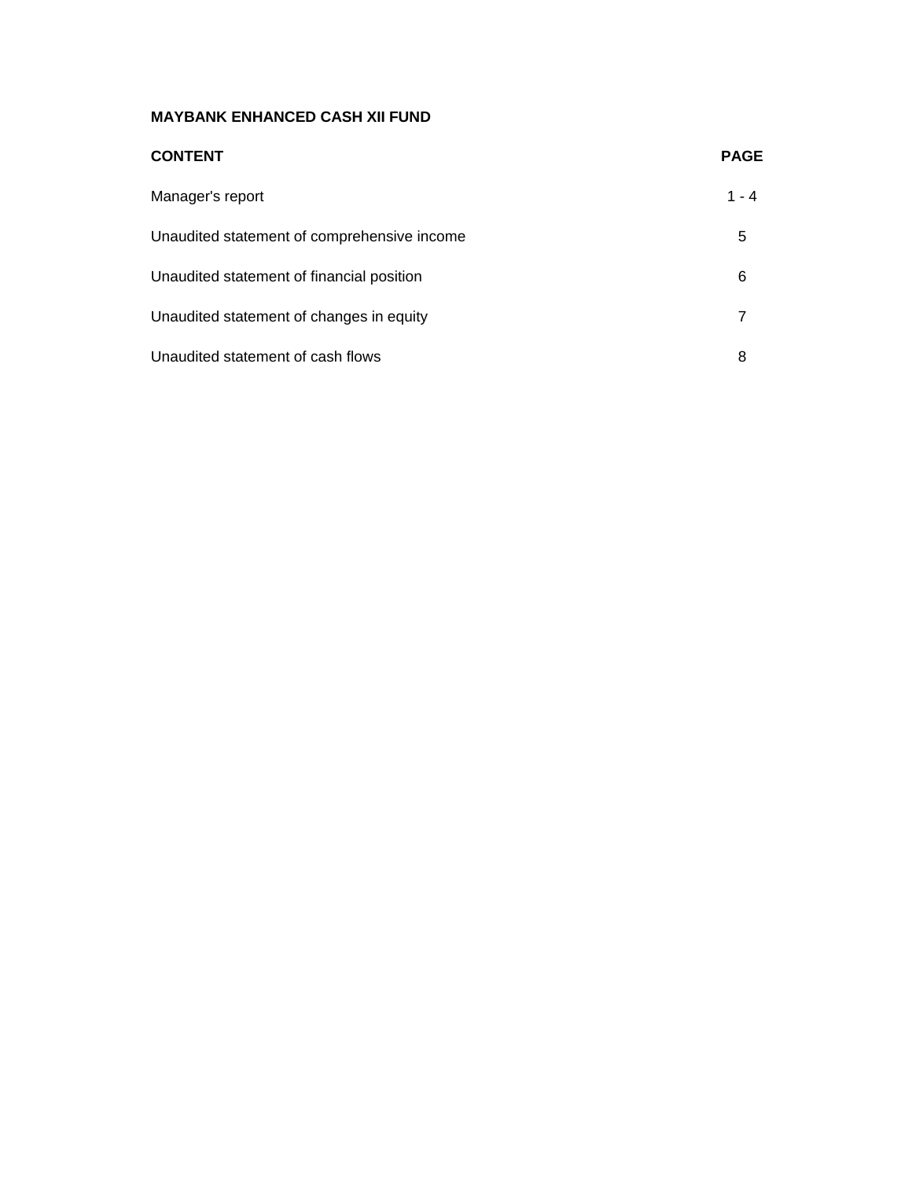**MAYBANK ENHANCED CASH XII FUND**

| CONTENT | PAGE |
|---|---|
| Manager's report | 1 - 4 |
| Unaudited statement of comprehensive income | 5 |
| Unaudited statement of financial position | 6 |
| Unaudited statement of changes in equity | 7 |
| Unaudited statement of cash flows | 8 |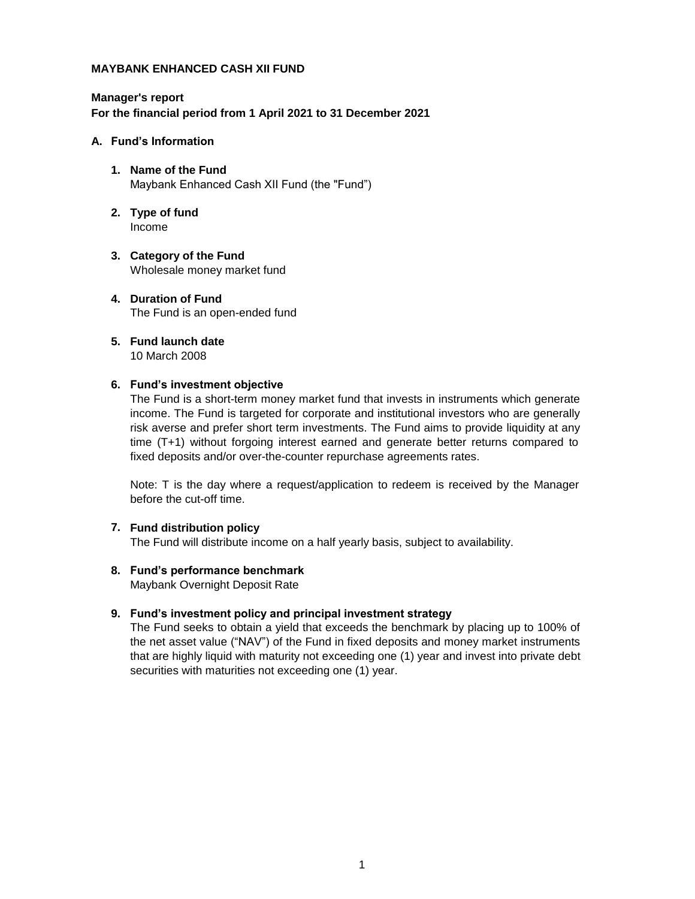**MAYBANK ENHANCED CASH XII FUND**

**Manager's report**
**For the financial period from 1 April 2021 to 31 December 2021**

## A. Fund's Information

1. **Name of the Fund**
   Maybank Enhanced Cash XII Fund (the "Fund")

2. **Type of fund**
   Income

3. **Category of the Fund**
   Wholesale money market fund

4. **Duration of Fund**
   The Fund is an open-ended fund

5. **Fund launch date**
   10 March 2008

6. **Fund's investment objective**
   The Fund is a short-term money market fund that invests in instruments which generate income. The Fund is targeted for corporate and institutional investors who are generally risk averse and prefer short term investments. The Fund aims to provide liquidity at any time (T+1) without forgoing interest earned and generate better returns compared to fixed deposits and/or over-the-counter repurchase agreements rates.

   Note: T is the day where a request/application to redeem is received by the Manager before the cut-off time.

7. **Fund distribution policy**
   The Fund will distribute income on a half yearly basis, subject to availability.

8. **Fund's performance benchmark**
   Maybank Overnight Deposit Rate

9. **Fund's investment policy and principal investment strategy**
   The Fund seeks to obtain a yield that exceeds the benchmark by placing up to 100% of the net asset value ("NAV") of the Fund in fixed deposits and money market instruments that are highly liquid with maturity not exceeding one (1) year and invest into private debt securities with maturities not exceeding one (1) year.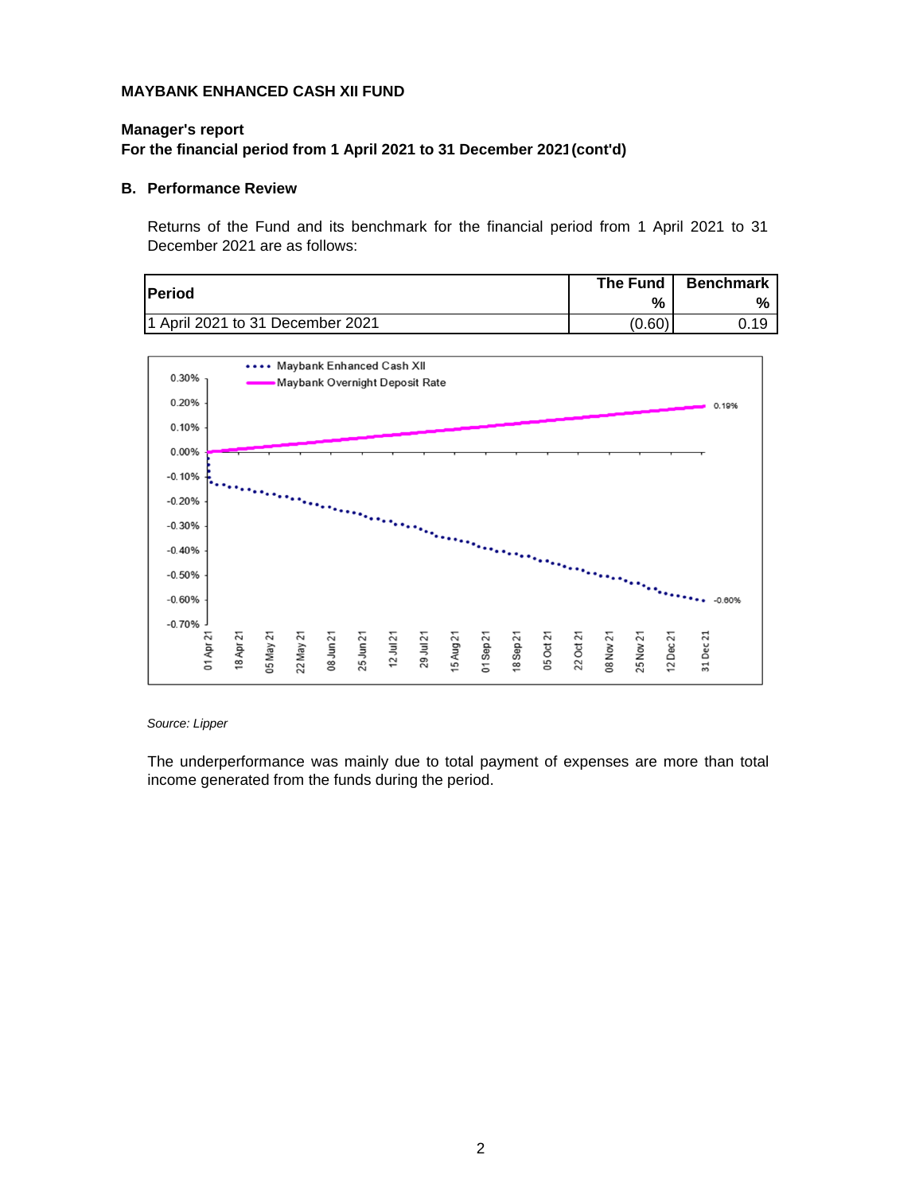**MAYBANK ENHANCED CASH XII FUND**

**Manager's report**
**For the financial period from 1 April 2021 to 31 December 2021 (cont'd)**

**B. Performance Review**

Returns of the Fund and its benchmark for the financial period from 1 April 2021 to 31 December 2021 are as follows:

| Period | The Fund % | Benchmark % |
|---|---|---|
| 1 April 2021 to 31 December 2021 | (0.60) | 0.19 |

*Source: Lipper*

The underperformance was mainly due to total payment of expenses are more than total income generated from the funds during the period.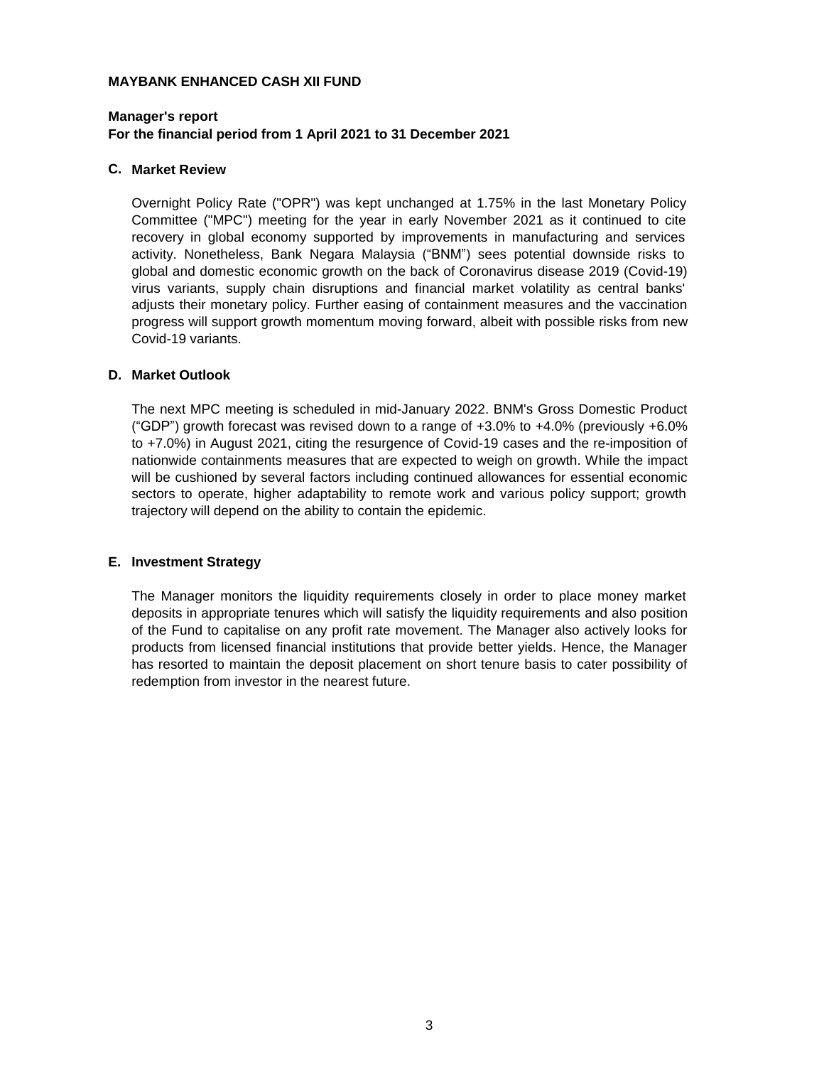**MAYBANK ENHANCED CASH XII FUND**

**Manager's report**
**For the financial period from 1 April 2021 to 31 December 2021**

## C. Market Review

Overnight Policy Rate ("OPR") was kept unchanged at 1.75% in the last Monetary Policy Committee ("MPC") meeting for the year in early November 2021 as it continued to cite recovery in global economy supported by improvements in manufacturing and services activity. Nonetheless, Bank Negara Malaysia ("BNM") sees potential downside risks to global and domestic economic growth on the back of Coronavirus disease 2019 (Covid-19) virus variants, supply chain disruptions and financial market volatility as central banks' adjusts their monetary policy. Further easing of containment measures and the vaccination progress will support growth momentum moving forward, albeit with possible risks from new Covid-19 variants.

## D. Market Outlook

The next MPC meeting is scheduled in mid-January 2022. BNM's Gross Domestic Product ("GDP") growth forecast was revised down to a range of +3.0% to +4.0% (previously +6.0% to +7.0%) in August 2021, citing the resurgence of Covid-19 cases and the re-imposition of nationwide containments measures that are expected to weigh on growth. While the impact will be cushioned by several factors including continued allowances for essential economic sectors to operate, higher adaptability to remote work and various policy support; growth trajectory will depend on the ability to contain the epidemic.

## E. Investment Strategy

The Manager monitors the liquidity requirements closely in order to place money market deposits in appropriate tenures which will satisfy the liquidity requirements and also position of the Fund to capitalise on any profit rate movement. The Manager also actively looks for products from licensed financial institutions that provide better yields. Hence, the Manager has resorted to maintain the deposit placement on short tenure basis to cater possibility of redemption from investor in the nearest future.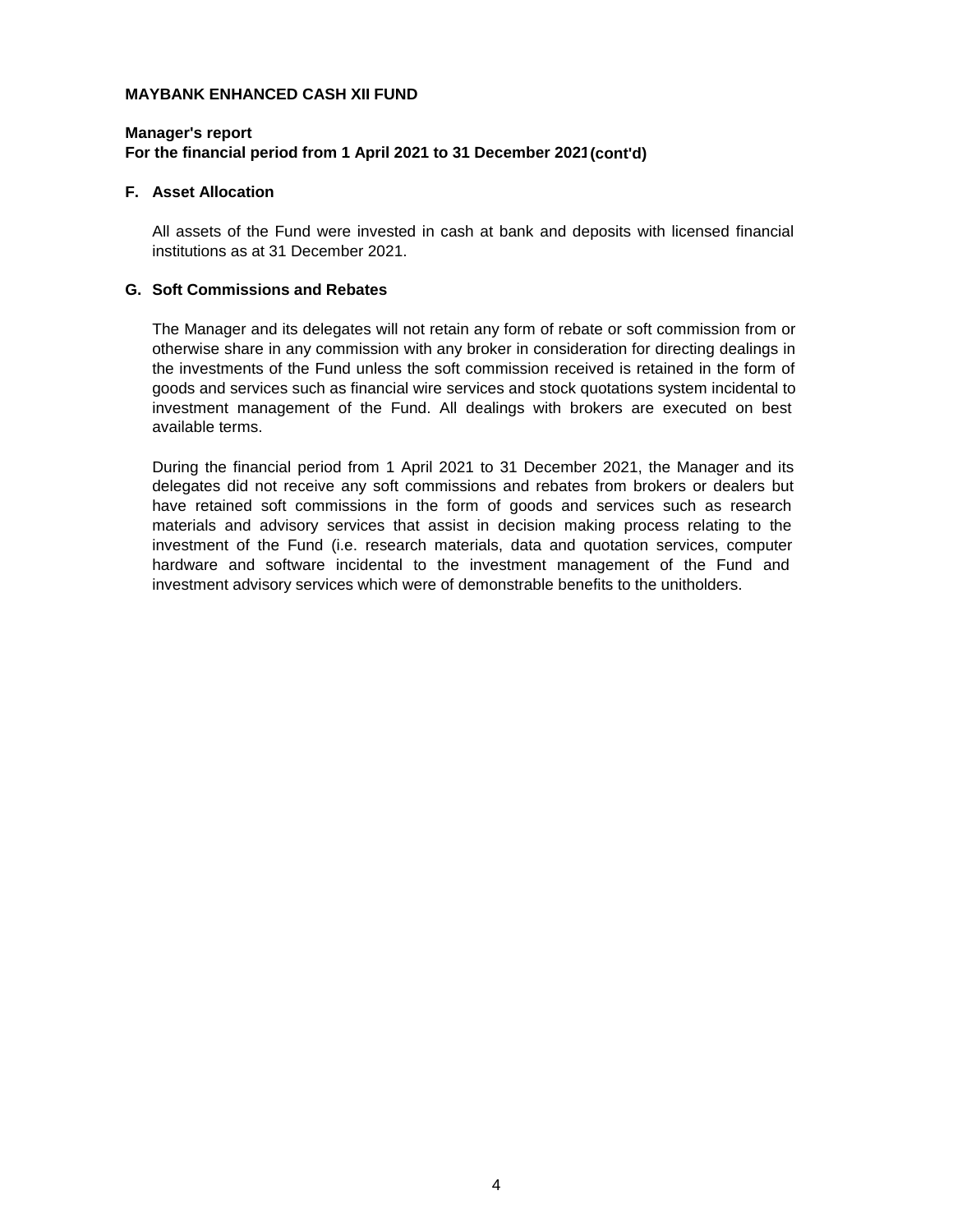**MAYBANK ENHANCED CASH XII FUND**

**Manager's report**
**For the financial period from 1 April 2021 to 31 December 2021 (cont'd)**

## F. Asset Allocation

All assets of the Fund were invested in cash at bank and deposits with licensed financial institutions as at 31 December 2021.

## G. Soft Commissions and Rebates

The Manager and its delegates will not retain any form of rebate or soft commission from or otherwise share in any commission with any broker in consideration for directing dealings in the investments of the Fund unless the soft commission received is retained in the form of goods and services such as financial wire services and stock quotations system incidental to investment management of the Fund. All dealings with brokers are executed on best available terms.

During the financial period from 1 April 2021 to 31 December 2021, the Manager and its delegates did not receive any soft commissions and rebates from brokers or dealers but have retained soft commissions in the form of goods and services such as research materials and advisory services that assist in decision making process relating to the investment of the Fund (i.e. research materials, data and quotation services, computer hardware and software incidental to the investment management of the Fund and investment advisory services which were of demonstrable benefits to the unitholders.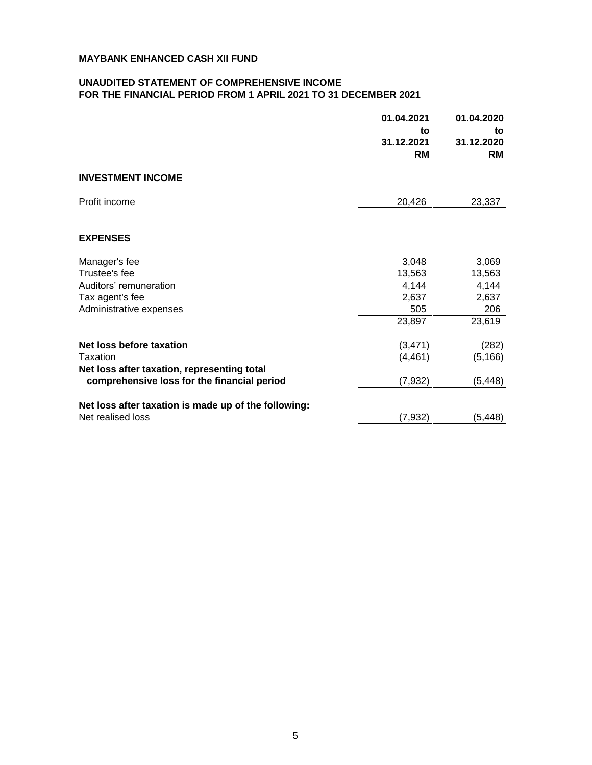**MAYBANK ENHANCED CASH XII FUND**

**UNAUDITED STATEMENT OF COMPREHENSIVE INCOME**
**FOR THE FINANCIAL PERIOD FROM 1 APRIL 2021 TO 31 DECEMBER 2021**

| | 01.04.2021 to 31.12.2021 RM | 01.04.2020 to 31.12.2020 RM |
|---|---|---|
| **INVESTMENT INCOME** | | |
| Profit income | 20,426 | 23,337 |
| **EXPENSES** | | |
| Manager's fee | 3,048 | 3,069 |
| Trustee's fee | 13,563 | 13,563 |
| Auditors' remuneration | 4,144 | 4,144 |
| Tax agent's fee | 2,637 | 2,637 |
| Administrative expenses | 505 | 206 |
| | 23,897 | 23,619 |
| **Net loss before taxation** | (3,471) | (282) |
| Taxation | (4,461) | (5,166) |
| **Net loss after taxation, representing total comprehensive loss for the financial period** | (7,932) | (5,448) |
| **Net loss after taxation is made up of the following:** | | |
| Net realised loss | (7,932) | (5,448) |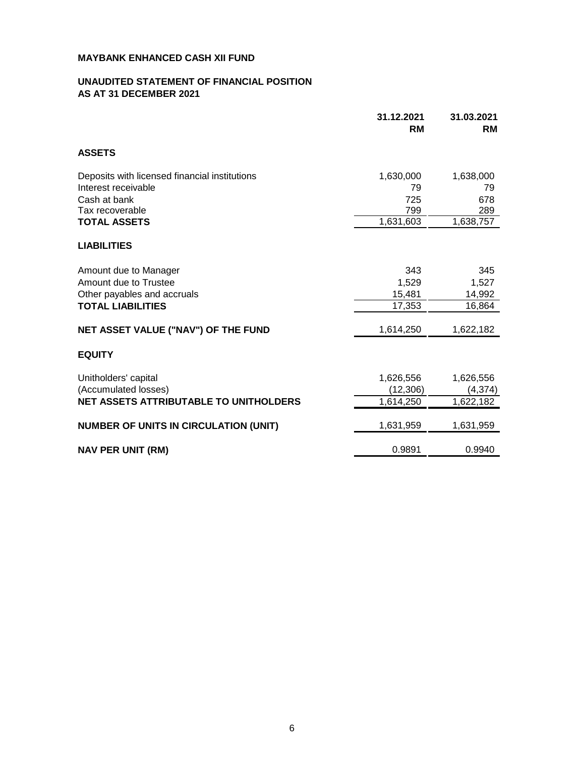**MAYBANK ENHANCED CASH XII FUND**

**UNAUDITED STATEMENT OF FINANCIAL POSITION**
**AS AT 31 DECEMBER 2021**

| | 31.12.2021 RM | 31.03.2021 RM |
|---|---|---|
| **ASSETS** | | |
| Deposits with licensed financial institutions | 1,630,000 | 1,638,000 |
| Interest receivable | 79 | 79 |
| Cash at bank | 725 | 678 |
| Tax recoverable | 799 | 289 |
| **TOTAL ASSETS** | 1,631,603 | 1,638,757 |
| **LIABILITIES** | | |
| Amount due to Manager | 343 | 345 |
| Amount due to Trustee | 1,529 | 1,527 |
| Other payables and accruals | 15,481 | 14,992 |
| **TOTAL LIABILITIES** | 17,353 | 16,864 |
| **NET ASSET VALUE ("NAV") OF THE FUND** | 1,614,250 | 1,622,182 |
| **EQUITY** | | |
| Unitholders' capital | 1,626,556 | 1,626,556 |
| (Accumulated losses) | (12,306) | (4,374) |
| **NET ASSETS ATTRIBUTABLE TO UNITHOLDERS** | 1,614,250 | 1,622,182 |
| **NUMBER OF UNITS IN CIRCULATION (UNIT)** | 1,631,959 | 1,631,959 |
| **NAV PER UNIT (RM)** | 0.9891 | 0.9940 |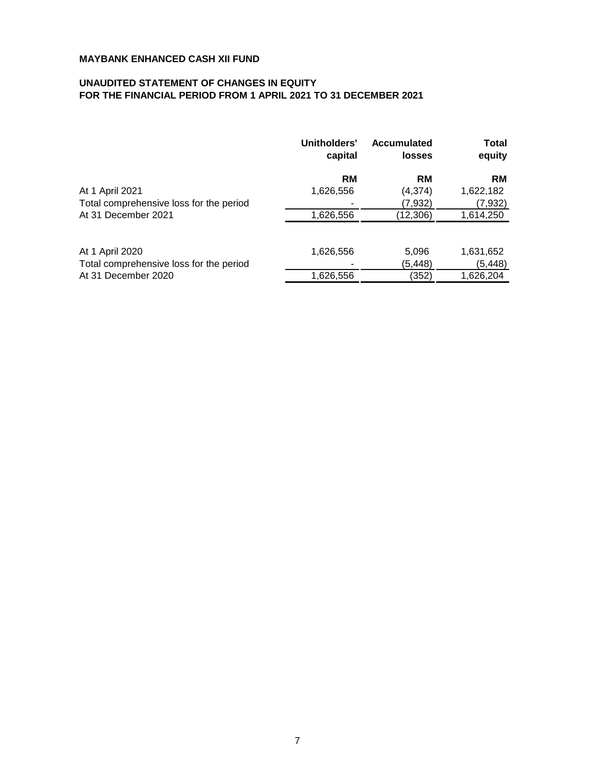**MAYBANK ENHANCED CASH XII FUND**

**UNAUDITED STATEMENT OF CHANGES IN EQUITY**
**FOR THE FINANCIAL PERIOD FROM 1 APRIL 2021 TO 31 DECEMBER 2021**

| | Unitholders' capital | Accumulated losses | Total equity |
|---|---|---|---|
| | **RM** | **RM** | **RM** |
| At 1 April 2021 | 1,626,556 | (4,374) | 1,622,182 |
| Total comprehensive loss for the period | - | (7,932) | (7,932) |
| At 31 December 2021 | 1,626,556 | (12,306) | 1,614,250 |
| | | | |
| At 1 April 2020 | 1,626,556 | 5,096 | 1,631,652 |
| Total comprehensive loss for the period | - | (5,448) | (5,448) |
| At 31 December 2020 | 1,626,556 | (352) | 1,626,204 |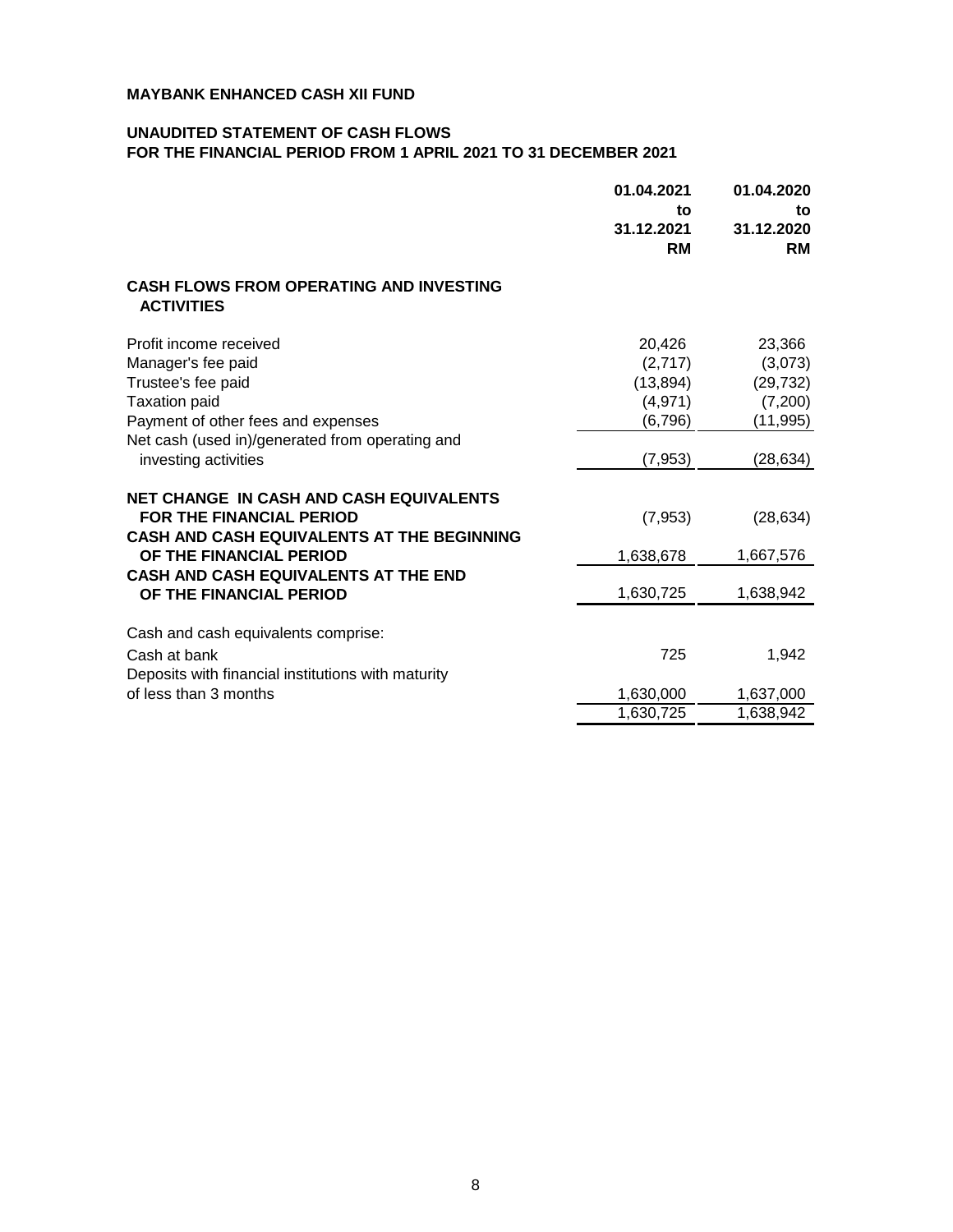**MAYBANK ENHANCED CASH XII FUND**

**UNAUDITED STATEMENT OF CASH FLOWS**
**FOR THE FINANCIAL PERIOD FROM 1 APRIL 2021 TO 31 DECEMBER 2021**

| | 01.04.2021 to 31.12.2021 RM | 01.04.2020 to 31.12.2020 RM |
|---|---|---|
| **CASH FLOWS FROM OPERATING AND INVESTING ACTIVITIES** | | |
| Profit income received | 20,426 | 23,366 |
| Manager's fee paid | (2,717) | (3,073) |
| Trustee's fee paid | (13,894) | (29,732) |
| Taxation paid | (4,971) | (7,200) |
| Payment of other fees and expenses | (6,796) | (11,995) |
| Net cash (used in)/generated from operating and investing activities | (7,953) | (28,634) |
| **NET CHANGE IN CASH AND CASH EQUIVALENTS FOR THE FINANCIAL PERIOD** | (7,953) | (28,634) |
| **CASH AND CASH EQUIVALENTS AT THE BEGINNING OF THE FINANCIAL PERIOD** | 1,638,678 | 1,667,576 |
| **CASH AND CASH EQUIVALENTS AT THE END OF THE FINANCIAL PERIOD** | 1,630,725 | 1,638,942 |
| Cash and cash equivalents comprise: | | |
| Cash at bank | 725 | 1,942 |
| Deposits with financial institutions with maturity of less than 3 months | 1,630,000 | 1,637,000 |
| | 1,630,725 | 1,638,942 |